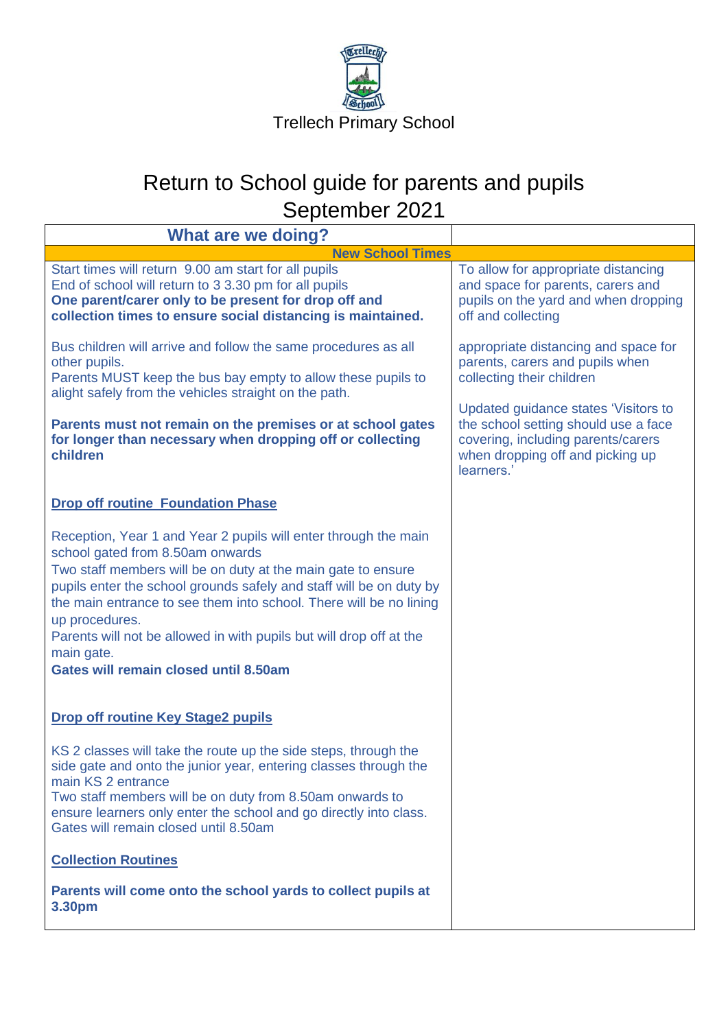Trellech Primary School

# Return to School guide for parents and pupils September 2021

| What are we doing? | |
|---|---|
| **New School Times** | |
| Start times will return 9.00 am start for all pupils<br>End of school will return to 3 3.30 pm for all pupils<br>**One parent/carer only to be present for drop off and collection times to ensure social distancing is maintained.**<br><br>Bus children will arrive and follow the same procedures as all other pupils.<br>Parents MUST keep the bus bay empty to allow these pupils to alight safely from the vehicles straight on the path.<br><br>**Parents must not remain on the premises or at school gates for longer than necessary when dropping off or collecting children**<br><br>**Drop off routine Foundation Phase**<br><br>Reception, Year 1 and Year 2 pupils will enter through the main school gated from 8.50am onwards<br>Two staff members will be on duty at the main gate to ensure pupils enter the school grounds safely and staff will be on duty by the main entrance to see them into school. There will be no lining up procedures.<br>Parents will not be allowed in with pupils but will drop off at the main gate.<br>**Gates will remain closed until 8.50am**<br><br>**Drop off routine Key Stage2 pupils**<br><br>KS 2 classes will take the route up the side steps, through the side gate and onto the junior year, entering classes through the main KS 2 entrance<br>Two staff members will be on duty from 8.50am onwards to ensure learners only enter the school and go directly into class.<br>Gates will remain closed until 8.50am<br><br>**Collection Routines**<br><br>**Parents will come onto the school yards to collect pupils at 3.30pm** | To allow for appropriate distancing and space for parents, carers and pupils on the yard and when dropping off and collecting<br><br>appropriate distancing and space for parents, carers and pupils when collecting their children<br><br>Updated guidance states 'Visitors to the school setting should use a face covering, including parents/carers when dropping off and picking up learners.' |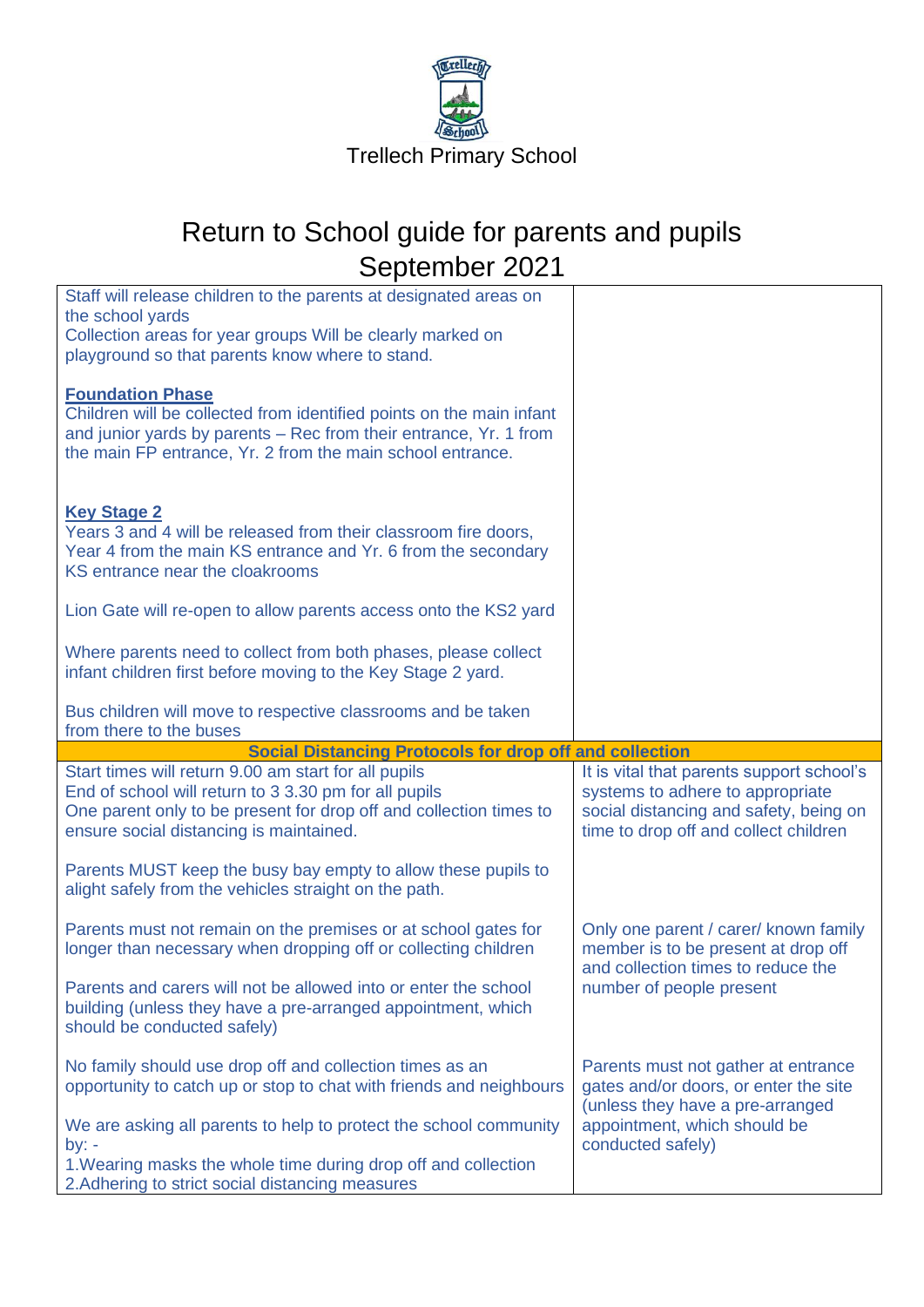Trellech Primary School

# Return to School guide for parents and pupils September 2021

| | |
|---|---|
| Staff will release children to the parents at designated areas on the school yards<br>Collection areas for year groups Will be clearly marked on playground so that parents know where to stand.<br><br>**Foundation Phase**<br>Children will be collected from identified points on the main infant and junior yards by parents – Rec from their entrance, Yr. 1 from the main FP entrance, Yr. 2 from the main school entrance.<br><br>**Key Stage 2**<br>Years 3 and 4 will be released from their classroom fire doors, Year 4 from the main KS entrance and Yr. 6 from the secondary KS entrance near the cloakrooms<br><br>Lion Gate will re-open to allow parents access onto the KS2 yard<br><br>Where parents need to collect from both phases, please collect infant children first before moving to the Key Stage 2 yard.<br><br>Bus children will move to respective classrooms and be taken from there to the buses | |
| **Social Distancing Protocols for drop off and collection** | |
| Start times will return 9.00 am start for all pupils<br>End of school will return to 3 3.30 pm for all pupils<br>One parent only to be present for drop off and collection times to ensure social distancing is maintained.<br><br>Parents MUST keep the busy bay empty to allow these pupils to alight safely from the vehicles straight on the path. | It is vital that parents support school's systems to adhere to appropriate social distancing and safety, being on time to drop off and collect children |
| Parents must not remain on the premises or at school gates for longer than necessary when dropping off or collecting children<br><br>Parents and carers will not be allowed into or enter the school building (unless they have a pre-arranged appointment, which should be conducted safely) | Only one parent / carer/ known family member is to be present at drop off and collection times to reduce the number of people present |
| No family should use drop off and collection times as an opportunity to catch up or stop to chat with friends and neighbours<br><br>We are asking all parents to help to protect the school community by: -<br>1.Wearing masks the whole time during drop off and collection<br>2.Adhering to strict social distancing measures | Parents must not gather at entrance gates and/or doors, or enter the site (unless they have a pre-arranged appointment, which should be conducted safely) |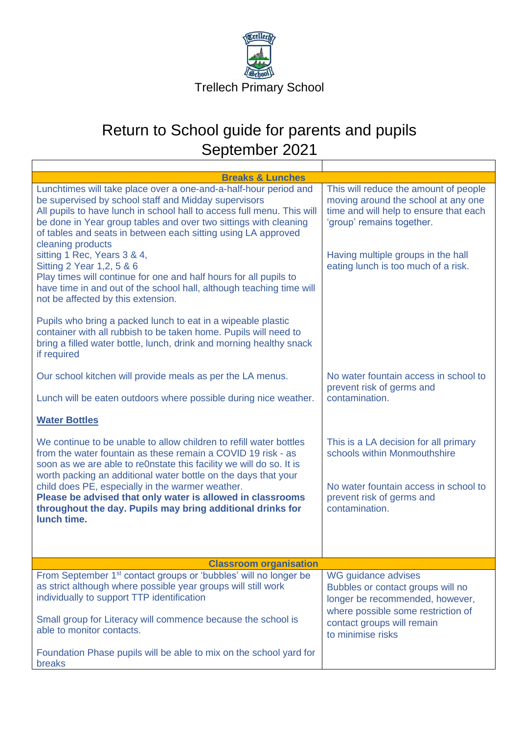Trellech Primary School

# Return to School guide for parents and pupils September 2021

| | |
|---|---|
| **Breaks & Lunches** | |
| Lunchtimes will take place over a one-and-a-half-hour period and be supervised by school staff and Midday supervisors<br>All pupils to have lunch in school hall to access full menu. This will be done in Year group tables and over two sittings with cleaning of tables and seats in between each sitting using LA approved cleaning products<br>sitting 1 Rec, Years 3 & 4,<br>Sitting 2 Year 1,2, 5 & 6<br>Play times will continue for one and half hours for all pupils to have time in and out of the school hall, although teaching time will not be affected by this extension.<br><br>Pupils who bring a packed lunch to eat in a wipeable plastic container with all rubbish to be taken home. Pupils will need to bring a filled water bottle, lunch, drink and morning healthy snack if required<br><br>Our school kitchen will provide meals as per the LA menus.<br><br>Lunch will be eaten outdoors where possible during nice weather.<br><br>**Water Bottles**<br><br>We continue to be unable to allow children to refill water bottles from the water fountain as these remain a COVID 19 risk - as soon as we are able to re0nstate this facility we will do so. It is worth packing an additional water bottle on the days that your child does PE, especially in the warmer weather.<br>**Please be advised that only water is allowed in classrooms throughout the day. Pupils may bring additional drinks for lunch time.** | This will reduce the amount of people moving around the school at any one time and will help to ensure that each 'group' remains together.<br><br>Having multiple groups in the hall eating lunch is too much of a risk.<br><br>No water fountain access in school to prevent risk of germs and contamination.<br><br>This is a LA decision for all primary schools within Monmouthshire<br><br>No water fountain access in school to prevent risk of germs and contamination. |
| **Classroom organisation** | |
| From September 1st contact groups or 'bubbles' will no longer be as strict although where possible year groups will still work individually to support TTP identification<br><br>Small group for Literacy will commence because the school is able to monitor contacts.<br><br>Foundation Phase pupils will be able to mix on the school yard for breaks | WG guidance advises<br>Bubbles or contact groups will no longer be recommended, however, where possible some restriction of contact groups will remain to minimise risks |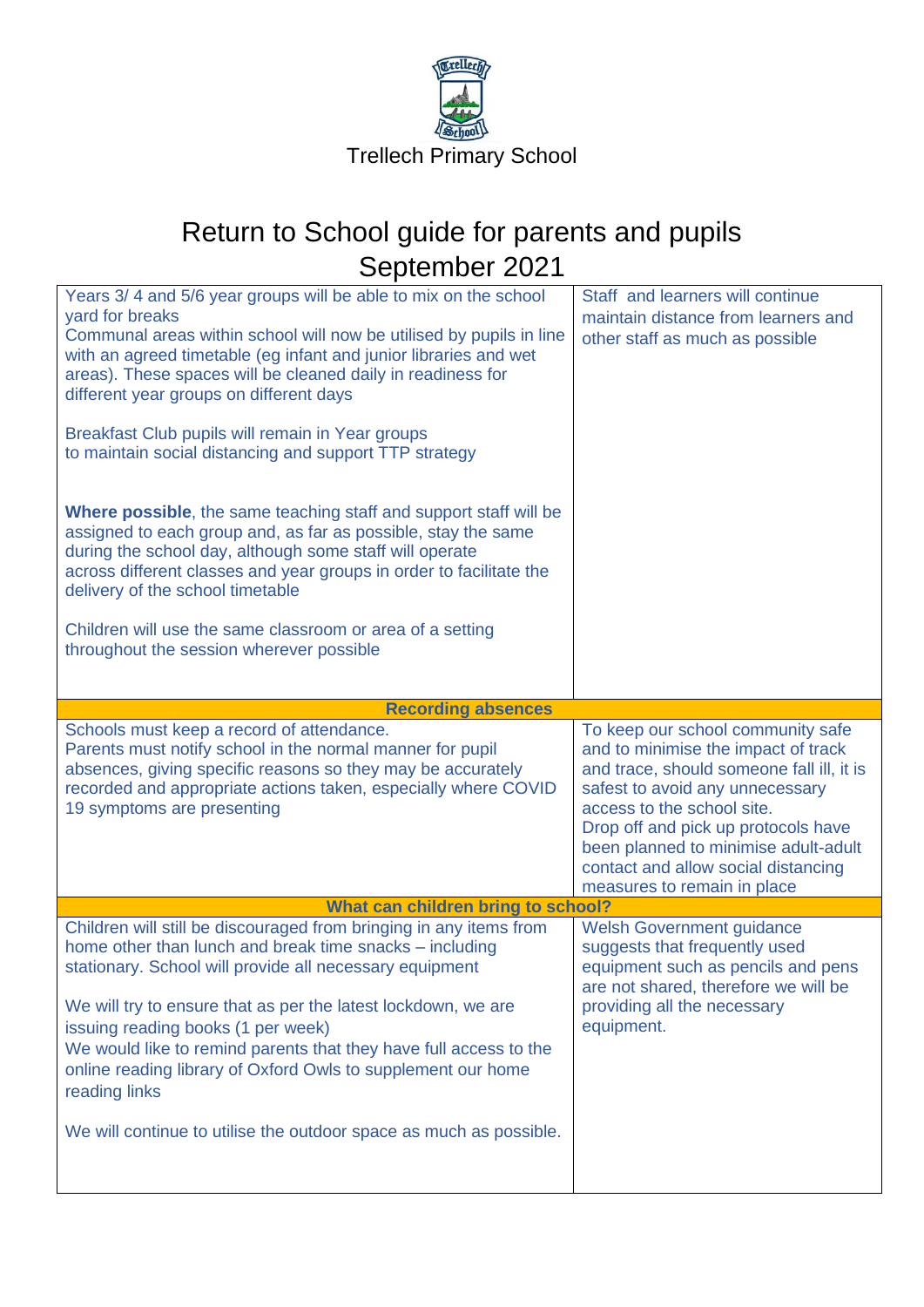Trellech Primary School

# Return to School guide for parents and pupils September 2021

| | |
|---|---|
| Years 3/ 4 and 5/6 year groups will be able to mix on the school yard for breaks<br>Communal areas within school will now be utilised by pupils in line with an agreed timetable (eg infant and junior libraries and wet areas). These spaces will be cleaned daily in readiness for different year groups on different days<br><br>Breakfast Club pupils will remain in Year groups to maintain social distancing and support TTP strategy<br><br>**Where possible**, the same teaching staff and support staff will be assigned to each group and, as far as possible, stay the same during the school day, although some staff will operate across different classes and year groups in order to facilitate the delivery of the school timetable<br><br>Children will use the same classroom or area of a setting throughout the session wherever possible | Staff and learners will continue maintain distance from learners and other staff as much as possible |
| **Recording absences** | |
| Schools must keep a record of attendance.<br>Parents must notify school in the normal manner for pupil absences, giving specific reasons so they may be accurately recorded and appropriate actions taken, especially where COVID 19 symptoms are presenting | To keep our school community safe and to minimise the impact of track and trace, should someone fall ill, it is safest to avoid any unnecessary access to the school site.<br>Drop off and pick up protocols have been planned to minimise adult-adult contact and allow social distancing measures to remain in place |
| **What can children bring to school?** | |
| Children will still be discouraged from bringing in any items from home other than lunch and break time snacks – including stationary. School will provide all necessary equipment<br><br>We will try to ensure that as per the latest lockdown, we are issuing reading books (1 per week)<br>We would like to remind parents that they have full access to the online reading library of Oxford Owls to supplement our home reading links<br><br>We will continue to utilise the outdoor space as much as possible. | Welsh Government guidance suggests that frequently used equipment such as pencils and pens are not shared, therefore we will be providing all the necessary equipment. |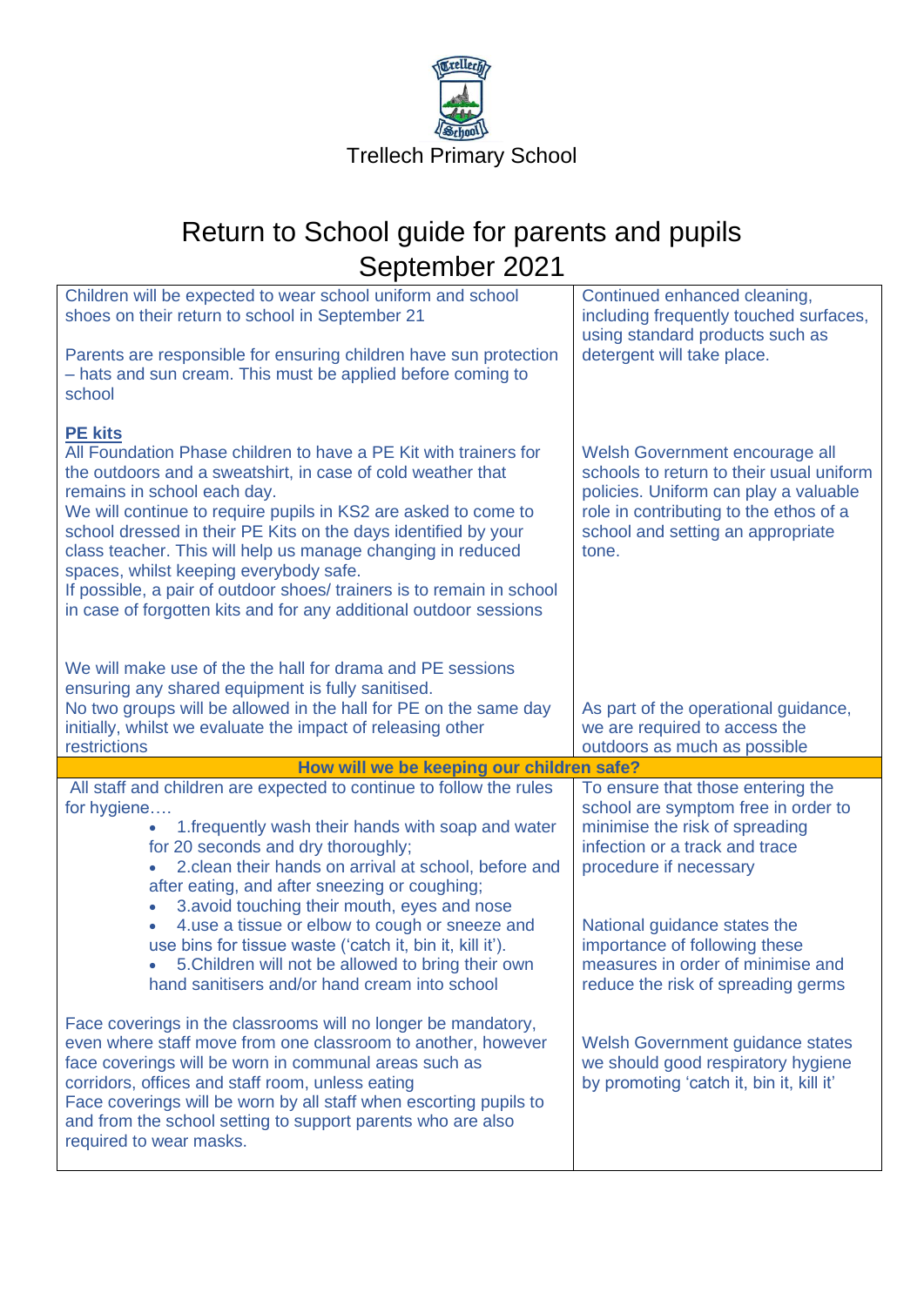Trellech Primary School

# Return to School guide for parents and pupils September 2021

| | |
|---|---|
| Children will be expected to wear school uniform and school shoes on their return to school in September 21<br><br>Parents are responsible for ensuring children have sun protection – hats and sun cream. This must be applied before coming to school | Continued enhanced cleaning, including frequently touched surfaces, using standard products such as detergent will take place. |
| **PE kits**<br>All Foundation Phase children to have a PE Kit with trainers for the outdoors and a sweatshirt, in case of cold weather that remains in school each day.<br>We will continue to require pupils in KS2 are asked to come to school dressed in their PE Kits on the days identified by your class teacher. This will help us manage changing in reduced spaces, whilst keeping everybody safe.<br>If possible, a pair of outdoor shoes/ trainers is to remain in school in case of forgotten kits and for any additional outdoor sessions | Welsh Government encourage all schools to return to their usual uniform policies. Uniform can play a valuable role in contributing to the ethos of a school and setting an appropriate tone. |
| We will make use of the the hall for drama and PE sessions ensuring any shared equipment is fully sanitised.<br>No two groups will be allowed in the hall for PE on the same day initially, whilst we evaluate the impact of releasing other restrictions | As part of the operational guidance, we are required to access the outdoors as much as possible |
| **How will we be keeping our children safe?** | |
| All staff and children are expected to continue to follow the rules for hygiene….<br>• 1.frequently wash their hands with soap and water for 20 seconds and dry thoroughly;<br>• 2.clean their hands on arrival at school, before and after eating, and after sneezing or coughing;<br>• 3.avoid touching their mouth, eyes and nose<br>• 4.use a tissue or elbow to cough or sneeze and use bins for tissue waste ('catch it, bin it, kill it').<br>• 5.Children will not be allowed to bring their own hand sanitisers and/or hand cream into school | To ensure that those entering the school are symptom free in order to minimise the risk of spreading infection or a track and trace procedure if necessary<br><br>National guidance states the importance of following these measures in order of minimise and reduce the risk of spreading germs |
| Face coverings in the classrooms will no longer be mandatory, even where staff move from one classroom to another, however face coverings will be worn in communal areas such as corridors, offices and staff room, unless eating<br>Face coverings will be worn by all staff when escorting pupils to and from the school setting to support parents who are also required to wear masks. | Welsh Government guidance states we should good respiratory hygiene by promoting 'catch it, bin it, kill it' |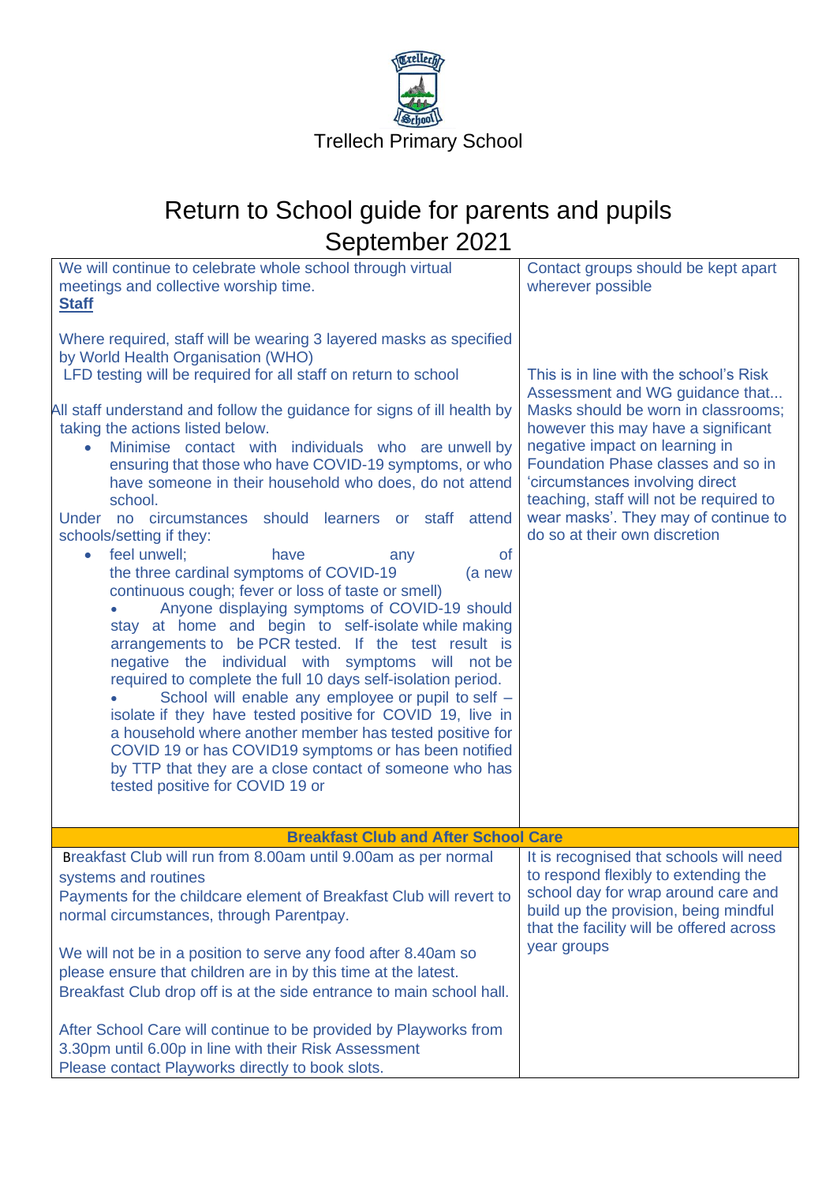Trellech Primary School

# Return to School guide for parents and pupils September 2021

| | |
|---|---|
| We will continue to celebrate whole school through virtual meetings and collective worship time.<br>**Staff**<br><br>Where required, staff will be wearing 3 layered masks as specified by World Health Organisation (WHO)<br>LFD testing will be required for all staff on return to school<br><br>All staff understand and follow the guidance for signs of ill health by taking the actions listed below.<br>• Minimise contact with individuals who are unwell by ensuring that those who have COVID-19 symptoms, or who have someone in their household who does, do not attend school.<br>Under no circumstances should learners or staff attend schools/setting if they:<br>• feel unwell; have any of the three cardinal symptoms of COVID-19 (a new continuous cough; fever or loss of taste or smell)<br>• Anyone displaying symptoms of COVID-19 should stay at home and begin to self-isolate while making arrangements to be PCR tested. If the test result is negative the individual with symptoms will not be required to complete the full 10 days self-isolation period.<br>• School will enable any employee or pupil to self – isolate if they have tested positive for COVID 19, live in a household where another member has tested positive for COVID 19 or has COVID19 symptoms or has been notified by TTP that they are a close contact of someone who has tested positive for COVID 19 or | Contact groups should be kept apart wherever possible<br><br>This is in line with the school's Risk Assessment and WG guidance that... Masks should be worn in classrooms; however this may have a significant negative impact on learning in Foundation Phase classes and so in 'circumstances involving direct teaching, staff will not be required to wear masks'. They may of continue to do so at their own discretion |
| **Breakfast Club and After School Care** | |
| Breakfast Club will run from 8.00am until 9.00am as per normal systems and routines<br>Payments for the childcare element of Breakfast Club will revert to normal circumstances, through Parentpay.<br><br>We will not be in a position to serve any food after 8.40am so please ensure that children are in by this time at the latest.<br>Breakfast Club drop off is at the side entrance to main school hall.<br><br>After School Care will continue to be provided by Playworks from 3.30pm until 6.00p in line with their Risk Assessment<br>Please contact Playworks directly to book slots. | It is recognised that schools will need to respond flexibly to extending the school day for wrap around care and build up the provision, being mindful that the facility will be offered across year groups |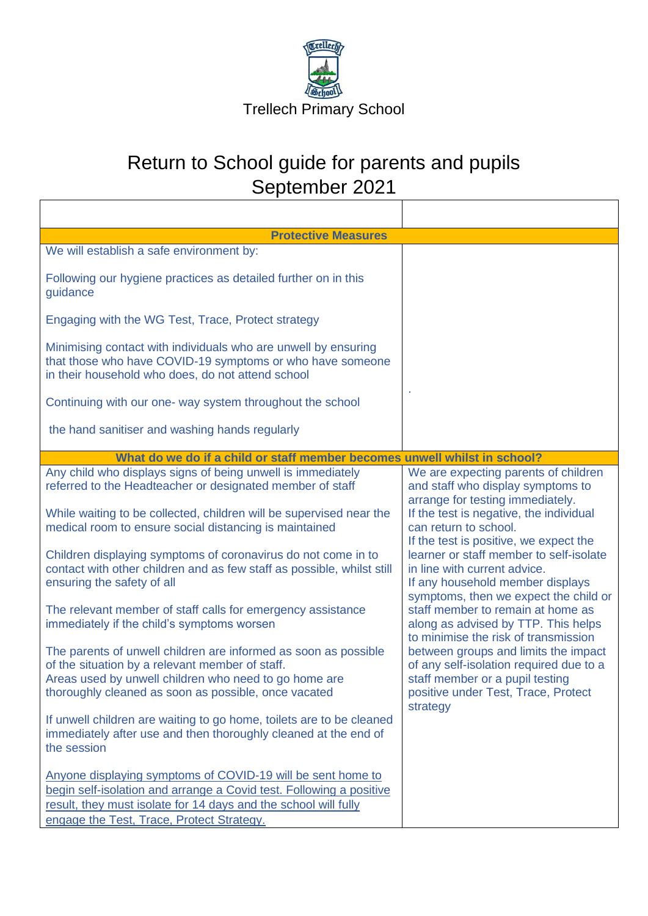Trellech Primary School

# Return to School guide for parents and pupils September 2021

| | |
|---|---|
| **Protective Measures** | |
| We will establish a safe environment by:<br><br>Following our hygiene practices as detailed further on in this guidance<br><br>Engaging with the WG Test, Trace, Protect strategy<br><br>Minimising contact with individuals who are unwell by ensuring that those who have COVID-19 symptoms or who have someone in their household who does, do not attend school<br><br>Continuing with our one- way system throughout the school<br><br>the hand sanitiser and washing hands regularly | . |
| **What do we do if a child or staff member becomes unwell whilst in school?** | |
| Any child who displays signs of being unwell is immediately referred to the Headteacher or designated member of staff<br><br>While waiting to be collected, children will be supervised near the medical room to ensure social distancing is maintained<br><br>Children displaying symptoms of coronavirus do not come in to contact with other children and as few staff as possible, whilst still ensuring the safety of all<br><br>The relevant member of staff calls for emergency assistance immediately if the child's symptoms worsen<br><br>The parents of unwell children are informed as soon as possible of the situation by a relevant member of staff.<br>Areas used by unwell children who need to go home are thoroughly cleaned as soon as possible, once vacated<br><br>If unwell children are waiting to go home, toilets are to be cleaned immediately after use and then thoroughly cleaned at the end of the session<br><br>Anyone displaying symptoms of COVID-19 will be sent home to begin self-isolation and arrange a Covid test. Following a positive result, they must isolate for 14 days and the school will fully engage the Test, Trace, Protect Strategy. | We are expecting parents of children and staff who display symptoms to arrange for testing immediately.<br>If the test is negative, the individual can return to school.<br>If the test is positive, we expect the learner or staff member to self-isolate in line with current advice.<br>If any household member displays symptoms, then we expect the child or staff member to remain at home as along as advised by TTP. This helps to minimise the risk of transmission between groups and limits the impact of any self-isolation required due to a staff member or a pupil testing positive under Test, Trace, Protect strategy |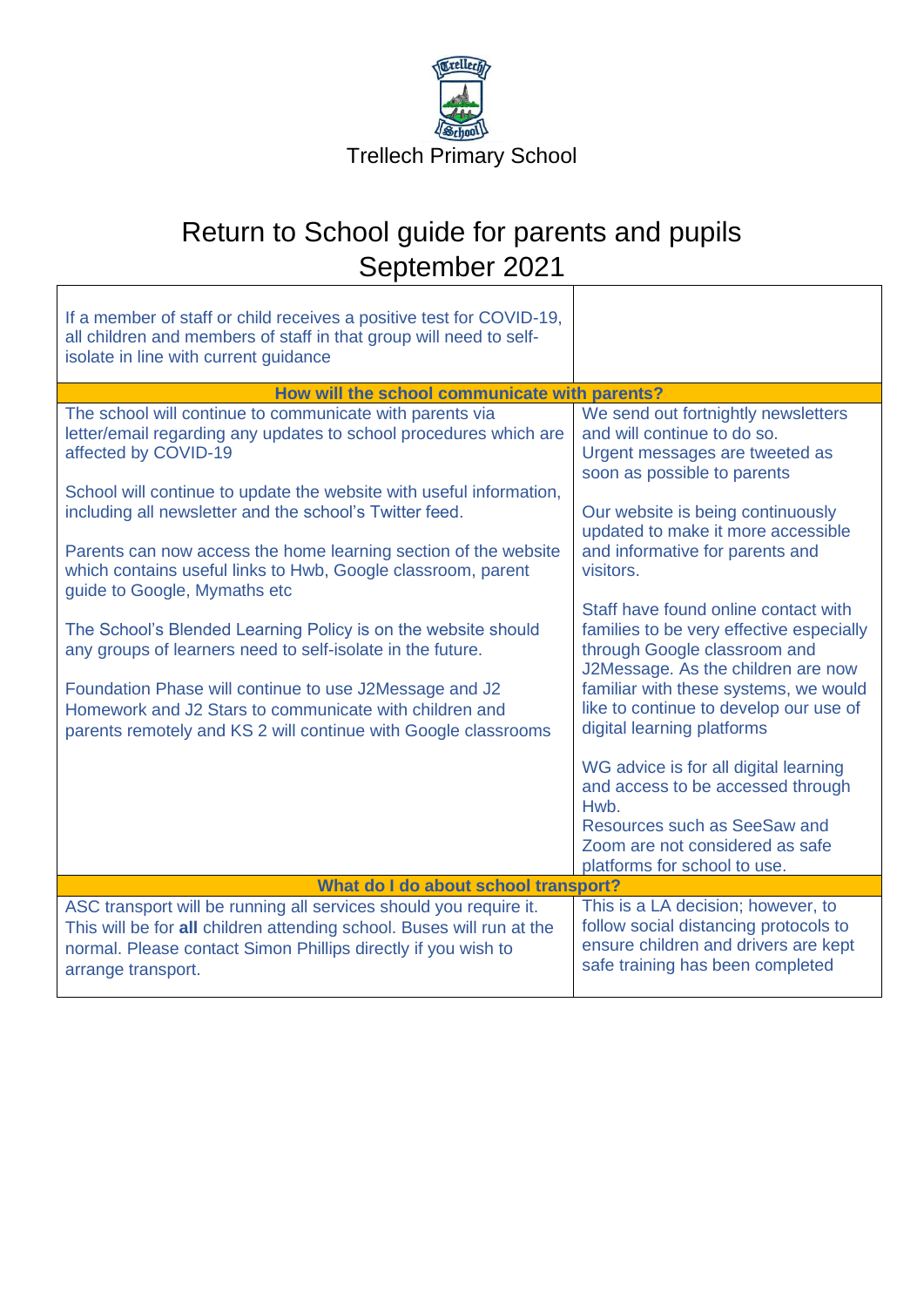Trellech Primary School

# Return to School guide for parents and pupils September 2021

| | |
|---|---|
| If a member of staff or child receives a positive test for COVID-19, all children and members of staff in that group will need to self-isolate in line with current guidance | |
| **How will the school communicate with parents?** | |
| The school will continue to communicate with parents via letter/email regarding any updates to school procedures which are affected by COVID-19<br><br>School will continue to update the website with useful information, including all newsletter and the school's Twitter feed.<br><br>Parents can now access the home learning section of the website which contains useful links to Hwb, Google classroom, parent guide to Google, Mymaths etc<br><br>The School's Blended Learning Policy is on the website should any groups of learners need to self-isolate in the future.<br><br>Foundation Phase will continue to use J2Message and J2 Homework and J2 Stars to communicate with children and parents remotely and KS 2 will continue with Google classrooms | We send out fortnightly newsletters and will continue to do so.<br>Urgent messages are tweeted as soon as possible to parents<br><br>Our website is being continuously updated to make it more accessible and informative for parents and visitors.<br><br>Staff have found online contact with families to be very effective especially through Google classroom and J2Message. As the children are now familiar with these systems, we would like to continue to develop our use of digital learning platforms<br><br>WG advice is for all digital learning and access to be accessed through Hwb.<br>Resources such as SeeSaw and Zoom are not considered as safe platforms for school to use. |
| **What do I do about school transport?** | |
| ASC transport will be running all services should you require it. This will be for **all** children attending school. Buses will run at the normal. Please contact Simon Phillips directly if you wish to arrange transport. | This is a LA decision; however, to follow social distancing protocols to ensure children and drivers are kept safe training has been completed |